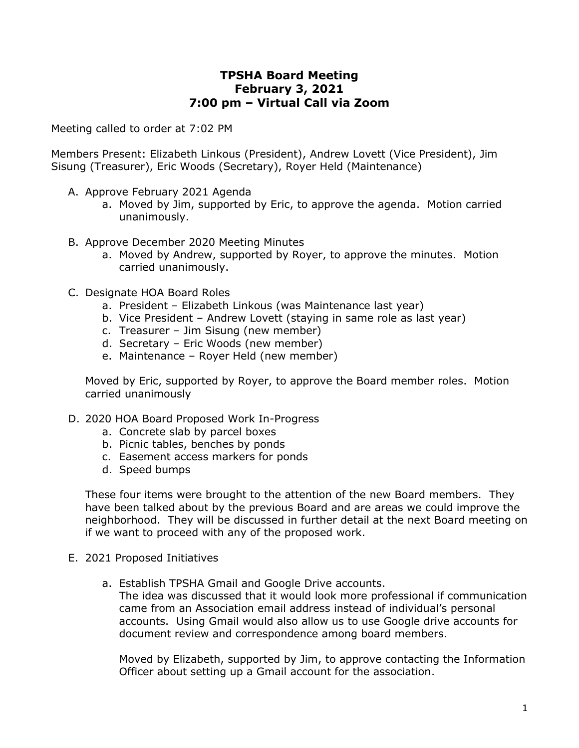# TPSHA Board Meeting
## February 3, 2021
## 7:00 pm – Virtual Call via Zoom

Meeting called to order at 7:02 PM

Members Present: Elizabeth Linkous (President), Andrew Lovett (Vice President), Jim Sisung (Treasurer), Eric Woods (Secretary), Royer Held (Maintenance)

A. Approve February 2021 Agenda
   a. Moved by Jim, supported by Eric, to approve the agenda. Motion carried unanimously.

B. Approve December 2020 Meeting Minutes
   a. Moved by Andrew, supported by Royer, to approve the minutes. Motion carried unanimously.

C. Designate HOA Board Roles
   a. President – Elizabeth Linkous (was Maintenance last year)
   b. Vice President – Andrew Lovett (staying in same role as last year)
   c. Treasurer – Jim Sisung (new member)
   d. Secretary – Eric Woods (new member)
   e. Maintenance – Royer Held (new member)

   Moved by Eric, supported by Royer, to approve the Board member roles. Motion carried unanimously

D. 2020 HOA Board Proposed Work In-Progress
   a. Concrete slab by parcel boxes
   b. Picnic tables, benches by ponds
   c. Easement access markers for ponds
   d. Speed bumps

   These four items were brought to the attention of the new Board members. They have been talked about by the previous Board and are areas we could improve the neighborhood. They will be discussed in further detail at the next Board meeting on if we want to proceed with any of the proposed work.

E. 2021 Proposed Initiatives

   a. Establish TPSHA Gmail and Google Drive accounts.
      The idea was discussed that it would look more professional if communication came from an Association email address instead of individual's personal accounts. Using Gmail would also allow us to use Google drive accounts for document review and correspondence among board members.

      Moved by Elizabeth, supported by Jim, to approve contacting the Information Officer about setting up a Gmail account for the association.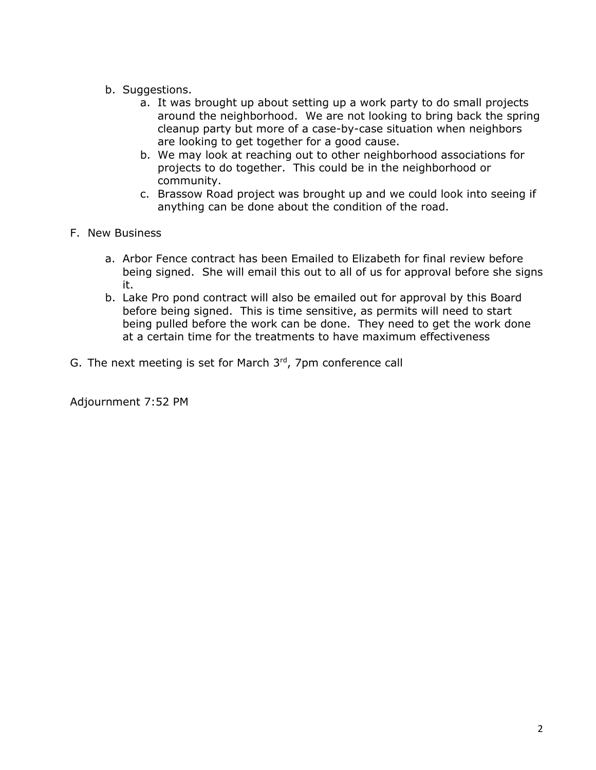b. Suggestions.
   a. It was brought up about setting up a work party to do small projects around the neighborhood. We are not looking to bring back the spring cleanup party but more of a case-by-case situation when neighbors are looking to get together for a good cause.
   b. We may look at reaching out to other neighborhood associations for projects to do together. This could be in the neighborhood or community.
   c. Brassow Road project was brought up and we could look into seeing if anything can be done about the condition of the road.

F. New Business

   a. Arbor Fence contract has been Emailed to Elizabeth for final review before being signed. She will email this out to all of us for approval before she signs it.
   b. Lake Pro pond contract will also be emailed out for approval by this Board before being signed. This is time sensitive, as permits will need to start being pulled before the work can be done. They need to get the work done at a certain time for the treatments to have maximum effectiveness

G. The next meeting is set for March 3rd, 7pm conference call

Adjournment 7:52 PM